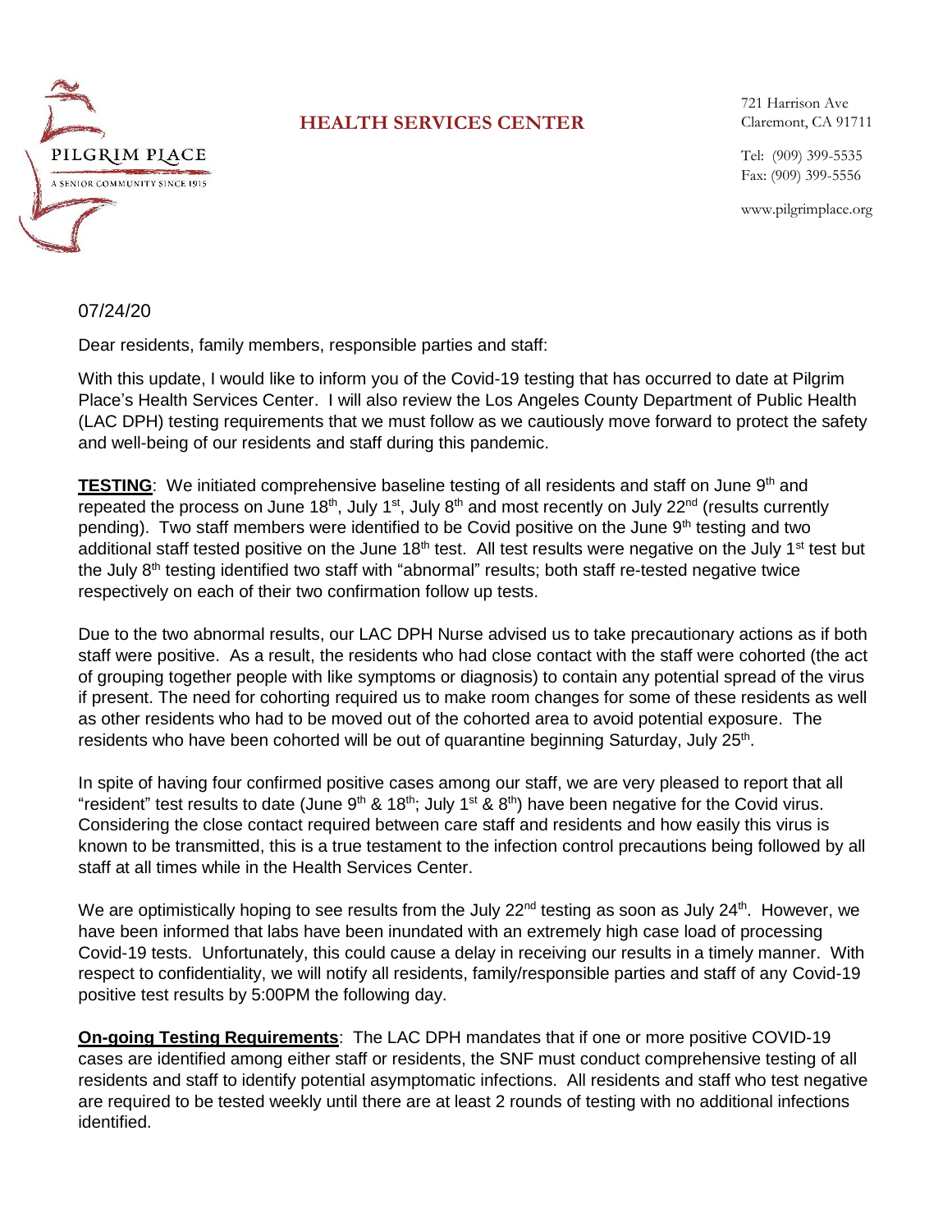PILGRIM PLACE
A SENIOR COMMUNITY SINCE 1915

**HEALTH SERVICES CENTER**

721 Harrison Ave
Claremont, CA 91711

Tel: (909) 399-5535
Fax: (909) 399-5556

www.pilgrimplace.org

07/24/20

Dear residents, family members, responsible parties and staff:

With this update, I would like to inform you of the Covid-19 testing that has occurred to date at Pilgrim Place's Health Services Center. I will also review the Los Angeles County Department of Public Health (LAC DPH) testing requirements that we must follow as we cautiously move forward to protect the safety and well-being of our residents and staff during this pandemic.

**TESTING**: We initiated comprehensive baseline testing of all residents and staff on June 9th and repeated the process on June 18th, July 1st, July 8th and most recently on July 22nd (results currently pending). Two staff members were identified to be Covid positive on the June 9th testing and two additional staff tested positive on the June 18th test. All test results were negative on the July 1st test but the July 8th testing identified two staff with "abnormal" results; both staff re-tested negative twice respectively on each of their two confirmation follow up tests.

Due to the two abnormal results, our LAC DPH Nurse advised us to take precautionary actions as if both staff were positive. As a result, the residents who had close contact with the staff were cohorted (the act of grouping together people with like symptoms or diagnosis) to contain any potential spread of the virus if present. The need for cohorting required us to make room changes for some of these residents as well as other residents who had to be moved out of the cohorted area to avoid potential exposure. The residents who have been cohorted will be out of quarantine beginning Saturday, July 25th.

In spite of having four confirmed positive cases among our staff, we are very pleased to report that all "resident" test results to date (June 9th & 18th; July 1st & 8th) have been negative for the Covid virus. Considering the close contact required between care staff and residents and how easily this virus is known to be transmitted, this is a true testament to the infection control precautions being followed by all staff at all times while in the Health Services Center.

We are optimistically hoping to see results from the July 22nd testing as soon as July 24th. However, we have been informed that labs have been inundated with an extremely high case load of processing Covid-19 tests. Unfortunately, this could cause a delay in receiving our results in a timely manner. With respect to confidentiality, we will notify all residents, family/responsible parties and staff of any Covid-19 positive test results by 5:00PM the following day.

**On-going Testing Requirements**: The LAC DPH mandates that if one or more positive COVID-19 cases are identified among either staff or residents, the SNF must conduct comprehensive testing of all residents and staff to identify potential asymptomatic infections. All residents and staff who test negative are required to be tested weekly until there are at least 2 rounds of testing with no additional infections identified.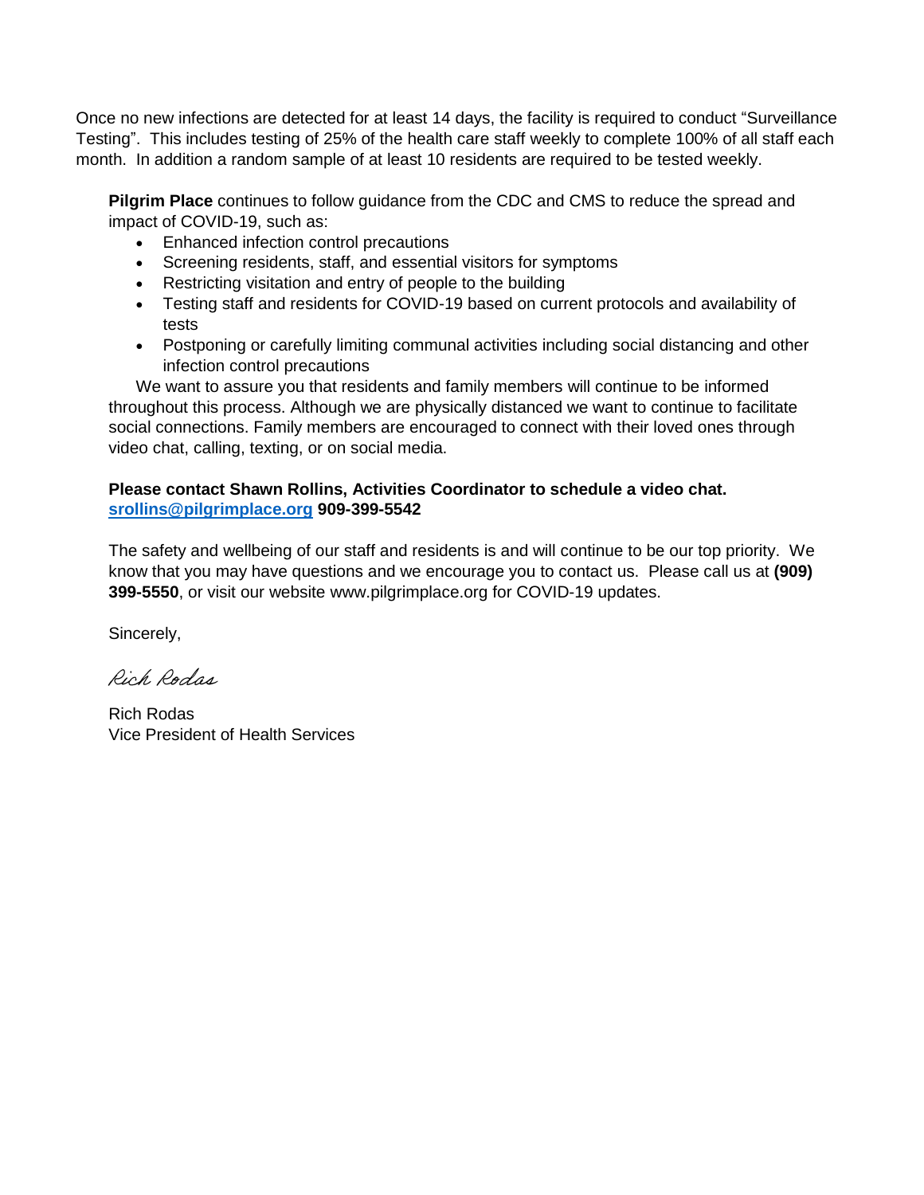Once no new infections are detected for at least 14 days, the facility is required to conduct "Surveillance Testing". This includes testing of 25% of the health care staff weekly to complete 100% of all staff each month. In addition a random sample of at least 10 residents are required to be tested weekly.

**Pilgrim Place** continues to follow guidance from the CDC and CMS to reduce the spread and impact of COVID-19, such as:

- Enhanced infection control precautions
- Screening residents, staff, and essential visitors for symptoms
- Restricting visitation and entry of people to the building
- Testing staff and residents for COVID-19 based on current protocols and availability of tests
- Postponing or carefully limiting communal activities including social distancing and other infection control precautions

We want to assure you that residents and family members will continue to be informed throughout this process. Although we are physically distanced we want to continue to facilitate social connections. Family members are encouraged to connect with their loved ones through video chat, calling, texting, or on social media.

**Please contact Shawn Rollins, Activities Coordinator to schedule a video chat.**
**srollins@pilgrimplace.org 909-399-5542**

The safety and wellbeing of our staff and residents is and will continue to be our top priority. We know that you may have questions and we encourage you to contact us. Please call us at **(909) 399-5550**, or visit our website www.pilgrimplace.org for COVID-19 updates.

Sincerely,

*Rich Rodas*

Rich Rodas
Vice President of Health Services